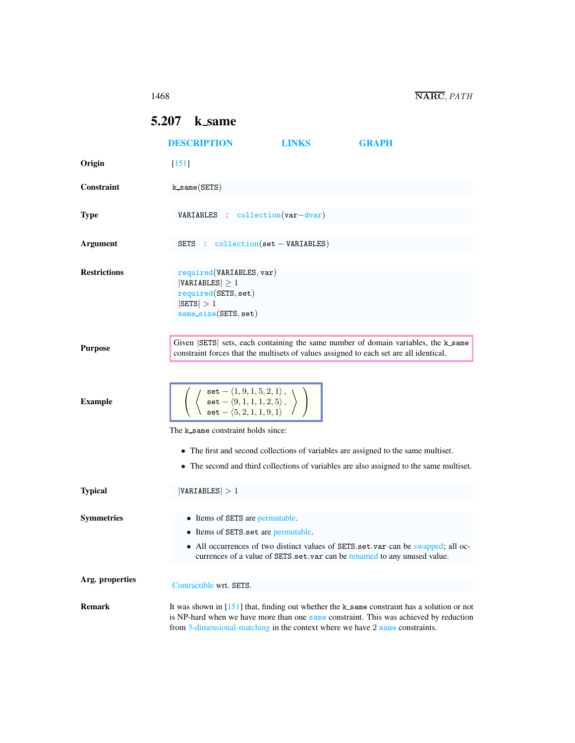## 5.207 k_same

DESCRIPTION LINKS GRAPH

**Origin**

[151]

**Constraint**

k_same(SETS)

**Type**

VARIABLES : collection(var−dvar)

**Argument**

SETS : collection(set − VARIABLES)

**Restrictions**

required(VARIABLES, var)
|VARIABLES| ≥ 1
required(SETS, set)
|SETS| > 1
same_size(SETS, set)

**Purpose**

Given |SETS| sets, each containing the same number of domain variables, the k_same constraint forces that the multisets of values assigned to each set are all identical.

**Example**

$$\left( \left\langle \begin{array}{l} \texttt{set} - \langle 1, 9, 1, 5, 2, 1 \rangle, \\ \texttt{set} - \langle 9, 1, 1, 1, 2, 5 \rangle, \\ \texttt{set} - \langle 5, 2, 1, 1, 9, 1 \rangle \end{array} \right\rangle \right)$$

The k_same constraint holds since:

- The first and second collections of variables are assigned to the same multiset.
- The second and third collections of variables are also assigned to the same multiset.

**Typical**

|VARIABLES| > 1

**Symmetries**

- Items of SETS are permutable.
- Items of SETS.set are permutable.
- All occurrences of two distinct values of SETS.set.var can be swapped; all occurrences of a value of SETS.set.var can be renamed to any unused value.

**Arg. properties**

Contractible wrt. SETS.

**Remark**

It was shown in [151] that, finding out whether the k_same constraint has a solution or not is NP-hard when we have more than one same constraint. This was achieved by reduction from 3-dimensional-matching in the context where we have 2 same constraints.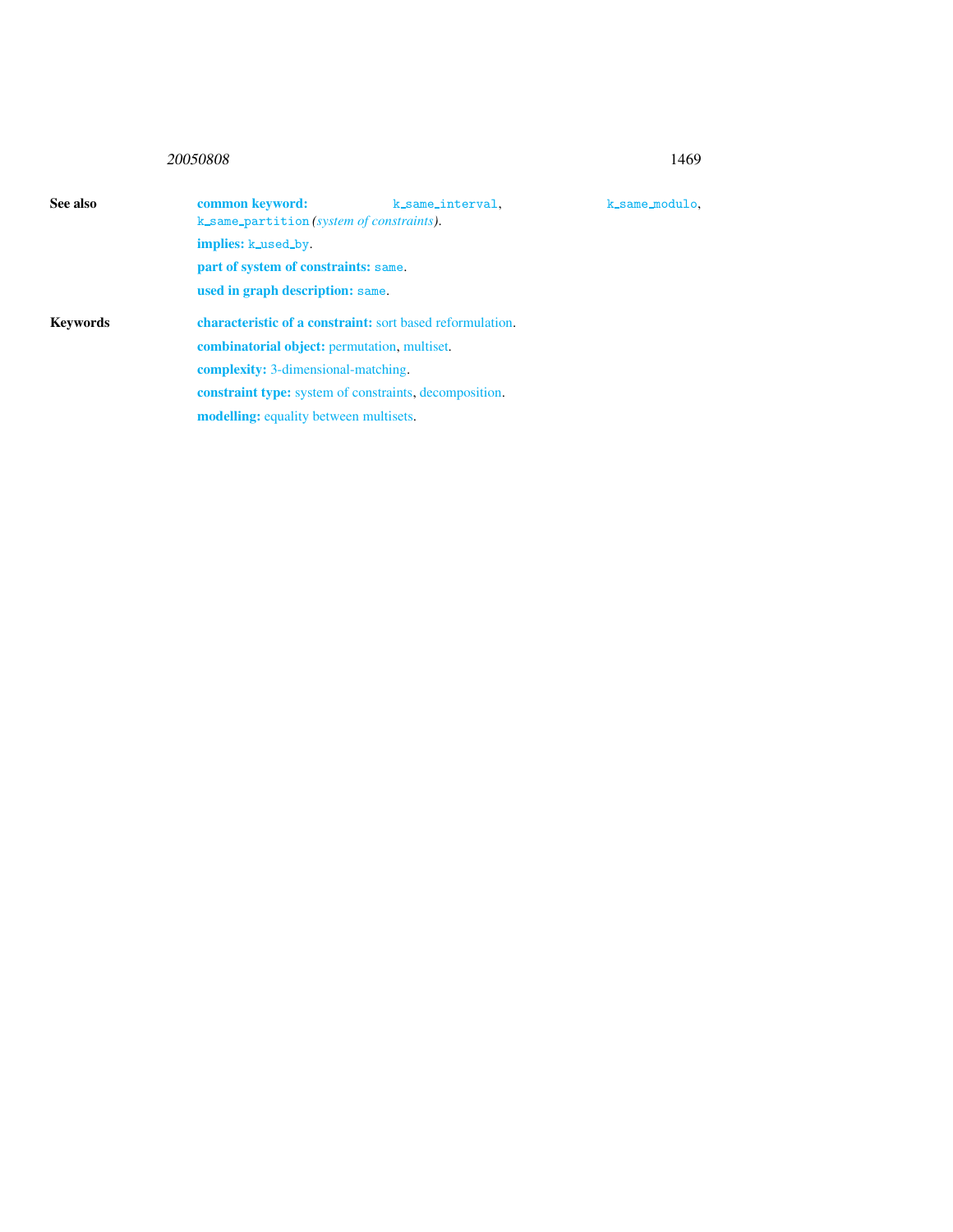**See also**

**common keyword:** `k_same_interval`, `k_same_modulo`, `k_same_partition` *(system of constraints)*.

**implies:** `k_used_by`.

**part of system of constraints:** `same`.

**used in graph description:** `same`.

**Keywords**

**characteristic of a constraint:** sort based reformulation.

**combinatorial object:** permutation, multiset.

**complexity:** 3-dimensional-matching.

**constraint type:** system of constraints, decomposition.

**modelling:** equality between multisets.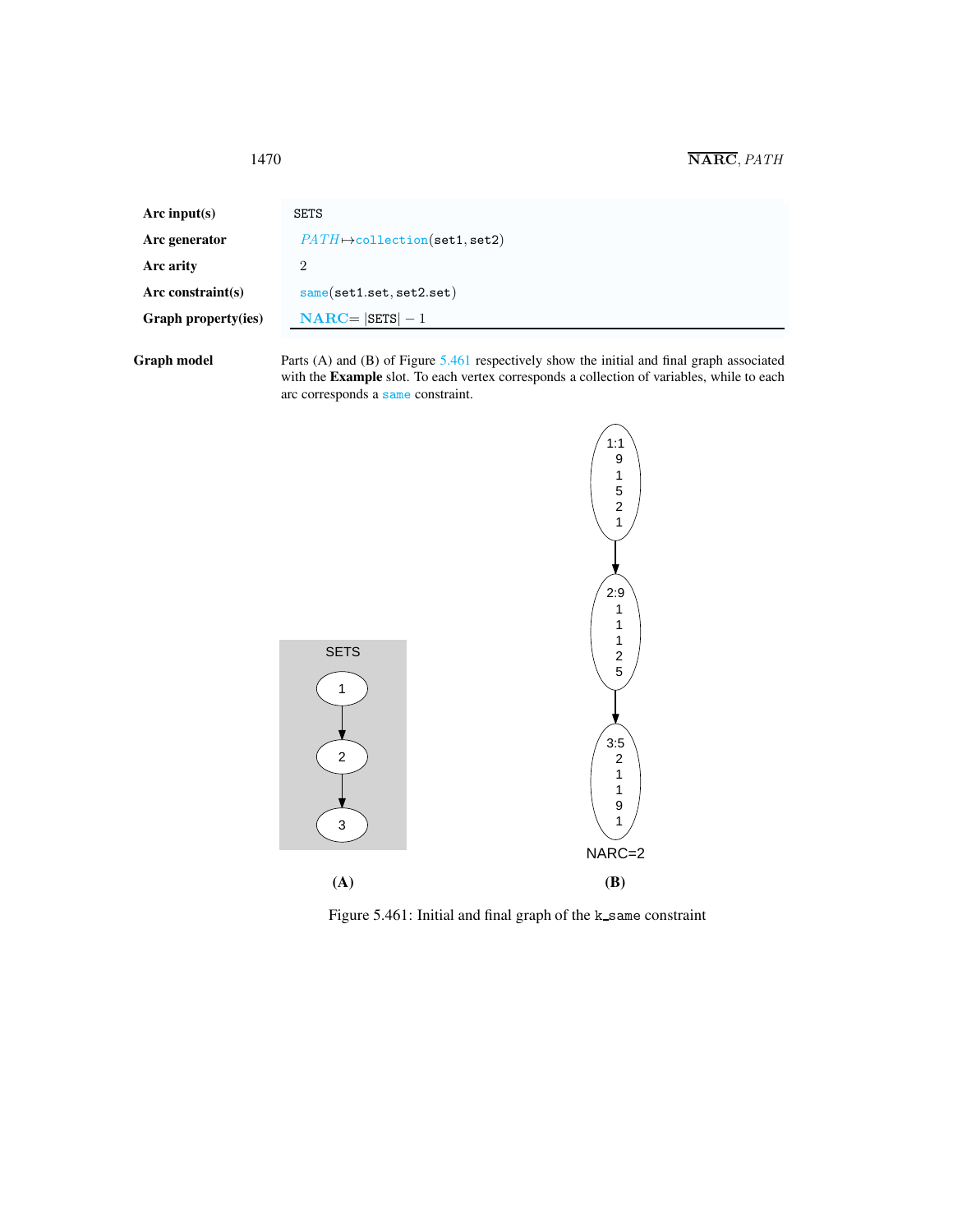| | |
|---|---|
| **Arc input(s)** | SETS |
| **Arc generator** | *PATH* ↦ collection(set1, set2) |
| **Arc arity** | 2 |
| **Arc constraint(s)** | same(set1.set, set2.set) |
| **Graph property(ies)** | **NARC** = \|SETS\| − 1 |

**Graph model** Parts (A) and (B) of Figure 5.461 respectively show the initial and final graph associated with the **Example** slot. To each vertex corresponds a collection of variables, while to each arc corresponds a same constraint.

Figure 5.461: Initial and final graph of the k_same constraint